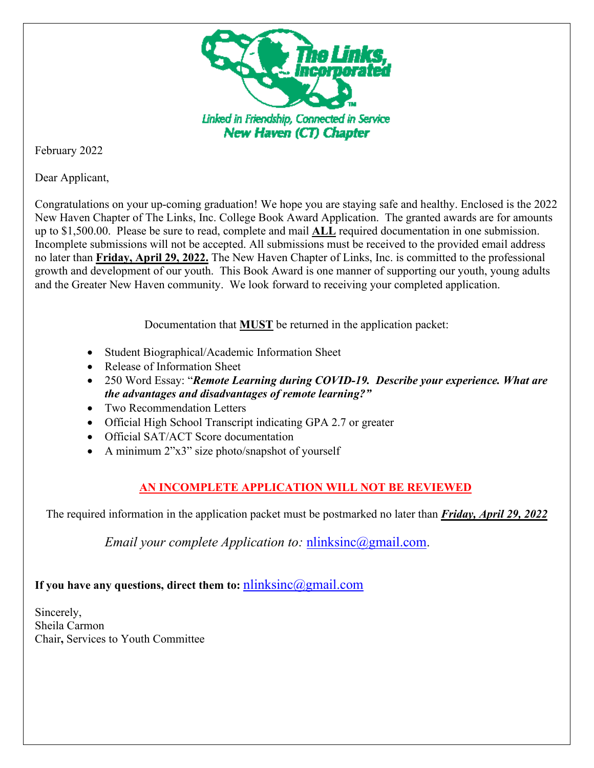The Links, Incorporated

Linked in Friendship, Connected in Service
New Haven (CT) Chapter

February 2022

Dear Applicant,

Congratulations on your up-coming graduation! We hope you are staying safe and healthy. Enclosed is the 2022 New Haven Chapter of The Links, Inc. College Book Award Application. The granted awards are for amounts up to $1,500.00. Please be sure to read, complete and mail **ALL** required documentation in one submission. Incomplete submissions will not be accepted. All submissions must be received to the provided email address no later than **Friday, April 29, 2022.** The New Haven Chapter of Links, Inc. is committed to the professional growth and development of our youth. This Book Award is one manner of supporting our youth, young adults and the Greater New Haven community. We look forward to receiving your completed application.

Documentation that **MUST** be returned in the application packet:

- Student Biographical/Academic Information Sheet
- Release of Information Sheet
- 250 Word Essay: "***Remote Learning during COVID-19. Describe your experience. What are the advantages and disadvantages of remote learning?"***
- Two Recommendation Letters
- Official High School Transcript indicating GPA 2.7 or greater
- Official SAT/ACT Score documentation
- A minimum 2"x3" size photo/snapshot of yourself

**AN INCOMPLETE APPLICATION WILL NOT BE REVIEWED**

The required information in the application packet must be postmarked no later than ***Friday, April 29, 2022***

*Email your complete Application to:* nlinksinc@gmail.com.

**If you have any questions, direct them to:** nlinksinc@gmail.com

Sincerely,
Sheila Carmon
Chair, Services to Youth Committee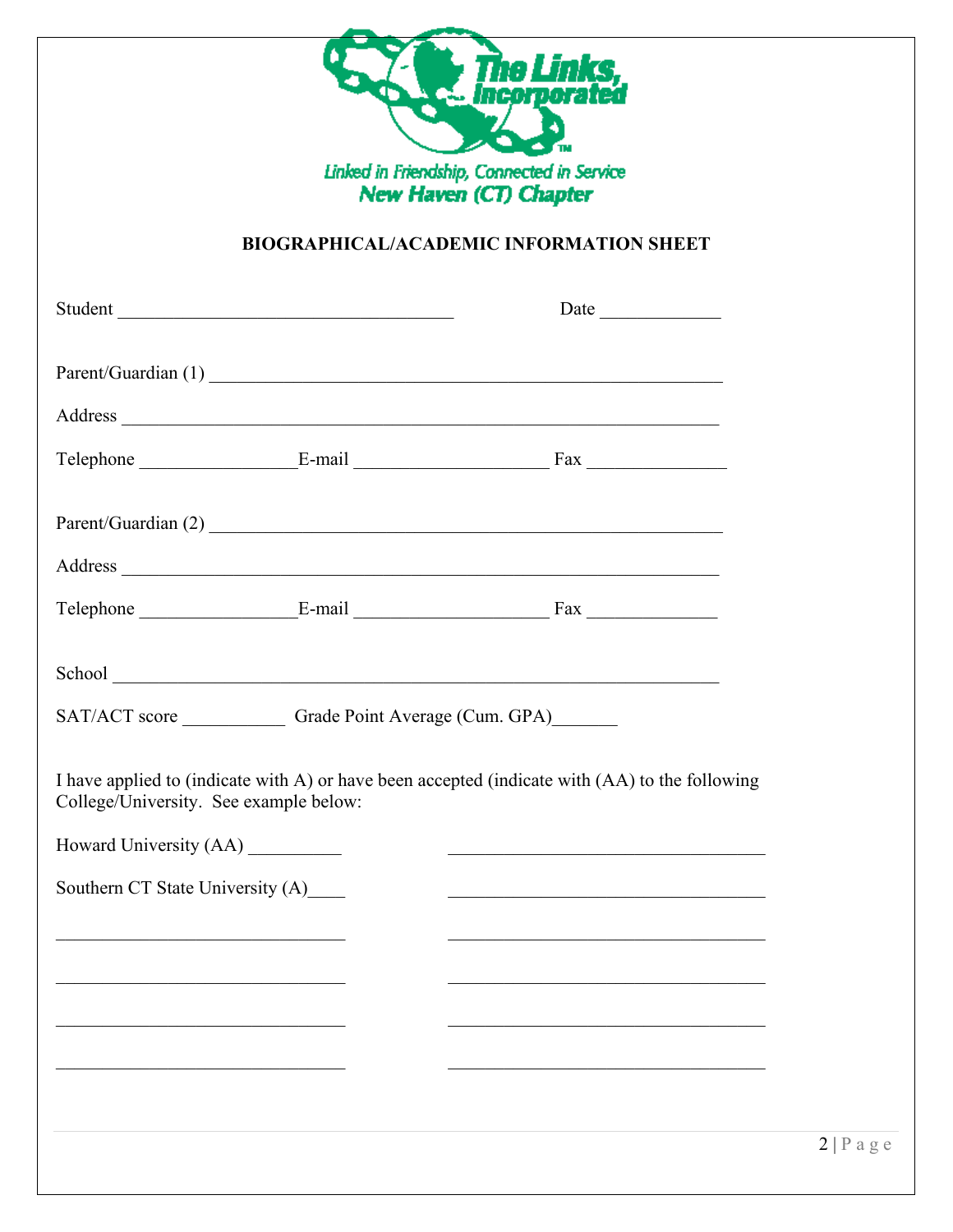The Links, Incorporated

Linked in Friendship, Connected in Service
New Haven (CT) Chapter

**BIOGRAPHICAL/ACADEMIC INFORMATION SHEET**

Student ___________________________________ Date _____________

Parent/Guardian (1) ______________________________________________________

Address _________________________________________________________________

Telephone ________________E-mail ____________________ Fax _______________

Parent/Guardian (2) ______________________________________________________

Address _________________________________________________________________

Telephone ________________E-mail ____________________ Fax ______________

School __________________________________________________________________

SAT/ACT score ___________ Grade Point Average (Cum. GPA)_______

I have applied to (indicate with A) or have been accepted (indicate with (AA) to the following College/University. See example below:

Howard University (AA) __________ ___________________________________

Southern CT State University (A)____ ___________________________________

_______________________________ ___________________________________

_______________________________ ___________________________________

_______________________________ ___________________________________

_______________________________ ___________________________________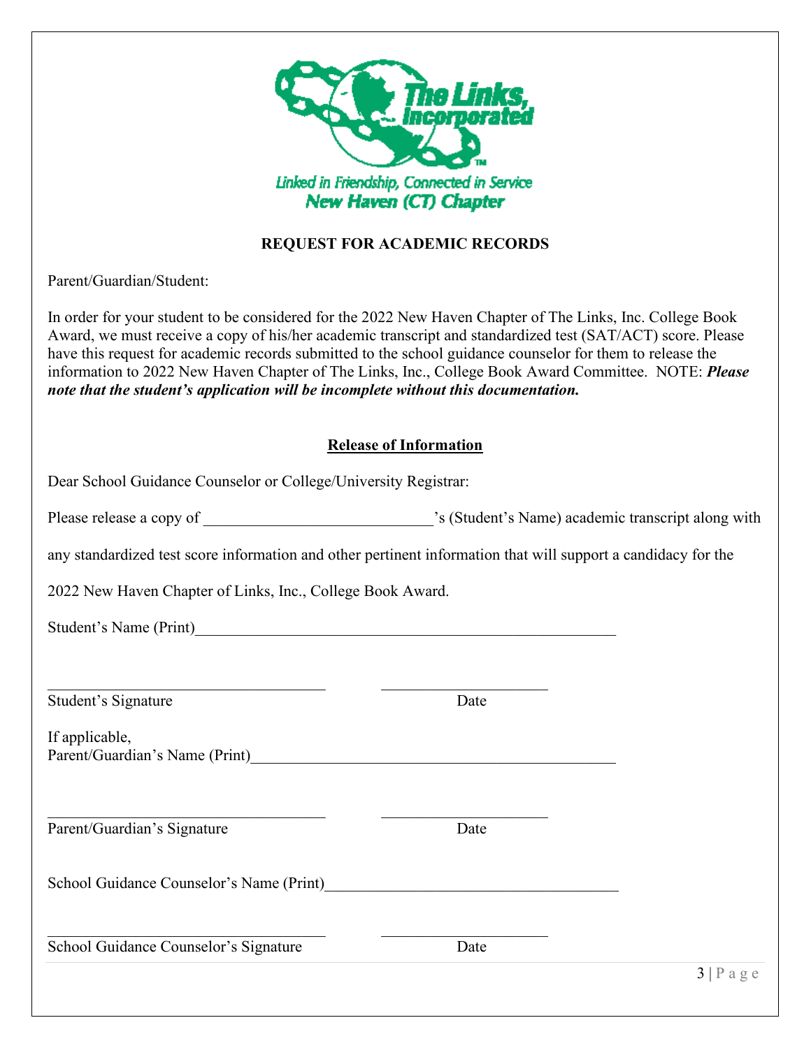The Links, Incorporated

Linked in Friendship, Connected in Service
New Haven (CT) Chapter

## REQUEST FOR ACADEMIC RECORDS

Parent/Guardian/Student:

In order for your student to be considered for the 2022 New Haven Chapter of The Links, Inc. College Book Award, we must receive a copy of his/her academic transcript and standardized test (SAT/ACT) score. Please have this request for academic records submitted to the school guidance counselor for them to release the information to 2022 New Haven Chapter of The Links, Inc., College Book Award Committee. NOTE: ***Please note that the student's application will be incomplete without this documentation.***

### Release of Information

Dear School Guidance Counselor or College/University Registrar:

Please release a copy of ____________________________'s (Student's Name) academic transcript along with any standardized test score information and other pertinent information that will support a candidacy for the 2022 New Haven Chapter of Links, Inc., College Book Award.

Student's Name (Print)_______________________________________________________

___________________________________ ____________________
Student's Signature Date

If applicable,
Parent/Guardian's Name (Print)______________________________________________

___________________________________ ____________________
Parent/Guardian's Signature Date

School Guidance Counselor's Name (Print)_____________________________________

___________________________________ ____________________
School Guidance Counselor's Signature Date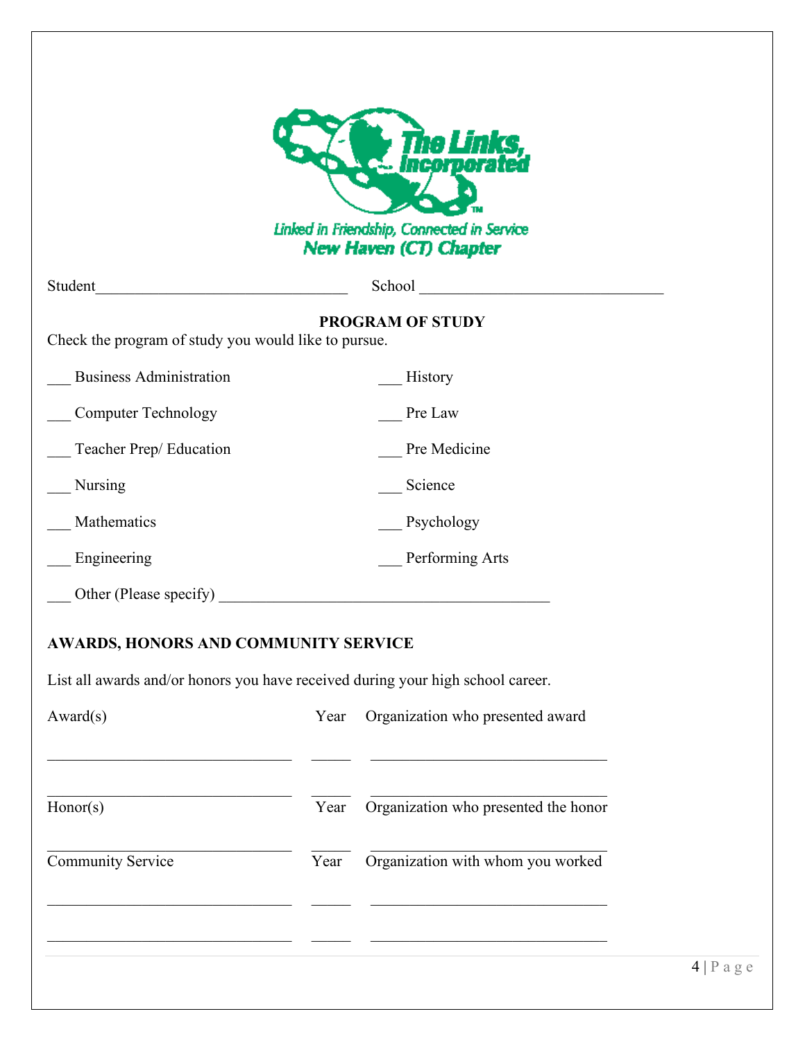The Links, Incorporated

Linked in Friendship, Connected in Service
New Haven (CT) Chapter

Student________________________________ School _______________________________

**PROGRAM OF STUDY**

Check the program of study you would like to pursue.

___ Business Administration

___ Computer Technology

___ Teacher Prep/ Education

___ Nursing

___ Mathematics

___ Engineering

___ History

___ Pre Law

___ Pre Medicine

___ Science

___ Psychology

___ Performing Arts

___ Other (Please specify) __________________________________________

**AWARDS, HONORS AND COMMUNITY SERVICE**

List all awards and/or honors you have received during your high school career.

| Award(s) | Year | Organization who presented award |
|---|---|---|
| _______________________________ | _____ | ______________________________ |
| _______________________________ | _____ | ______________________________ |

| Honor(s) | Year | Organization who presented the honor |
|---|---|---|
| _______________________________ | _____ | ______________________________ |

| Community Service | Year | Organization with whom you worked |
|---|---|---|
| _______________________________ | _____ | ______________________________ |
| _______________________________ | _____ | ______________________________ |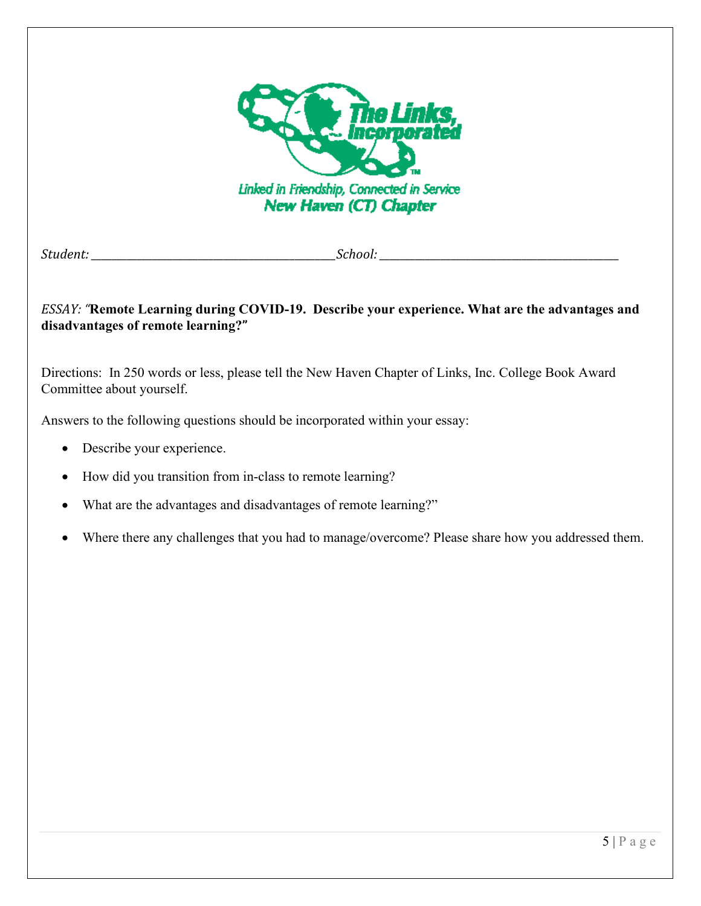The Links, Incorporated

Linked in Friendship, Connected in Service
New Haven (CT) Chapter

*Student:* ________________________________________*School:* ________________________________________

*ESSAY: "***Remote Learning during COVID-19. Describe your experience. What are the advantages and disadvantages of remote learning?"**

Directions: In 250 words or less, please tell the New Haven Chapter of Links, Inc. College Book Award Committee about yourself.

Answers to the following questions should be incorporated within your essay:

- Describe your experience.
- How did you transition from in-class to remote learning?
- What are the advantages and disadvantages of remote learning?"
- Where there any challenges that you had to manage/overcome? Please share how you addressed them.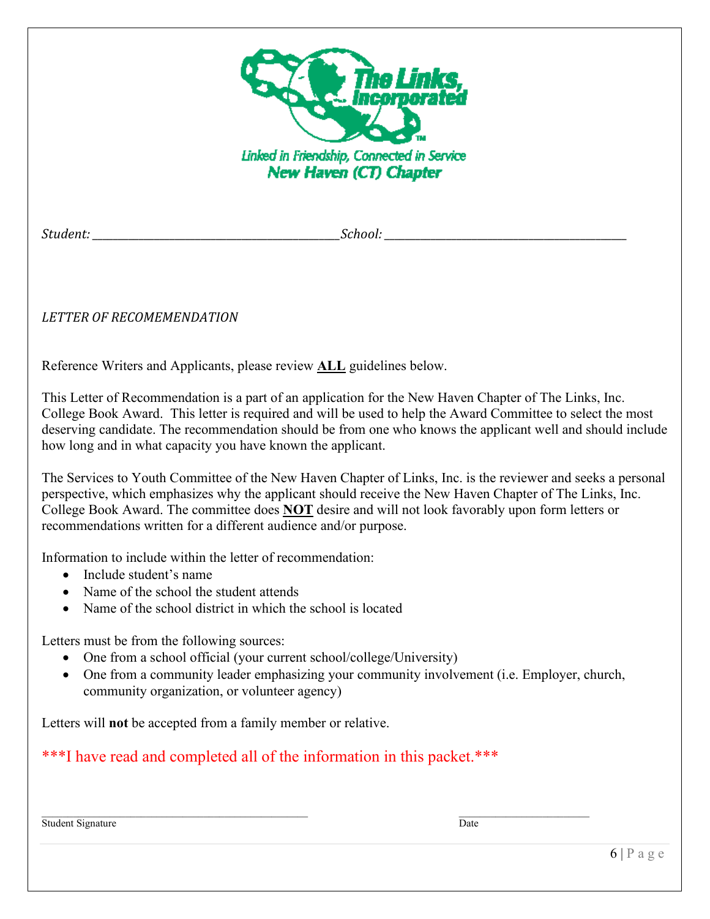The Links, Incorporated

Linked in Friendship, Connected in Service

New Haven (CT) Chapter

*Student:* ________________________________________ *School:* ________________________________________

*LETTER OF RECOMEMENDATION*

Reference Writers and Applicants, please review **ALL** guidelines below.

This Letter of Recommendation is a part of an application for the New Haven Chapter of The Links, Inc. College Book Award. This letter is required and will be used to help the Award Committee to select the most deserving candidate. The recommendation should be from one who knows the applicant well and should include how long and in what capacity you have known the applicant.

The Services to Youth Committee of the New Haven Chapter of Links, Inc. is the reviewer and seeks a personal perspective, which emphasizes why the applicant should receive the New Haven Chapter of The Links, Inc. College Book Award. The committee does **NOT** desire and will not look favorably upon form letters or recommendations written for a different audience and/or purpose.

Information to include within the letter of recommendation:

- Include student's name
- Name of the school the student attends
- Name of the school district in which the school is located

Letters must be from the following sources:

- One from a school official (your current school/college/University)
- One from a community leader emphasizing your community involvement (i.e. Employer, church, community organization, or volunteer agency)

Letters will **not** be accepted from a family member or relative.

\*\*\*I have read and completed all of the information in this packet.\*\*\*

_____________________________________________ Student Signature

________________________ Date